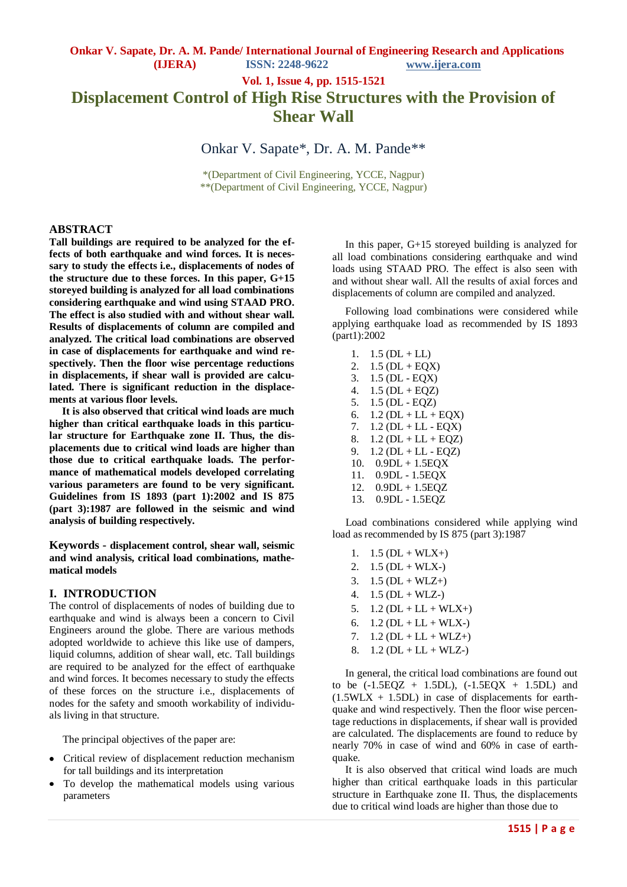# Displacement Control of High Rise Structures with the Provision of Shear Wall

Onkar V. Sapate*, Dr. A. M. Pande**

*(Department of Civil Engineering, YCCE, Nagpur)
**(Department of Civil Engineering, YCCE, Nagpur)

## ABSTRACT

**Tall buildings are required to be analyzed for the effects of both earthquake and wind forces. It is necessary to study the effects i.e., displacements of nodes of the structure due to these forces. In this paper, G+15 storeyed building is analyzed for all load combinations considering earthquake and wind using STAAD PRO. The effect is also studied with and without shear wall. Results of displacements of column are compiled and analyzed. The critical load combinations are observed in case of displacements for earthquake and wind respectively. Then the floor wise percentage reductions in displacements, if shear wall is provided are calculated. There is significant reduction in the displacements at various floor levels.**

**It is also observed that critical wind loads are much higher than critical earthquake loads in this particular structure for Earthquake zone II. Thus, the displacements due to critical wind loads are higher than those due to critical earthquake loads. The performance of mathematical models developed correlating various parameters are found to be very significant. Guidelines from IS 1893 (part 1):2002 and IS 875 (part 3):1987 are followed in the seismic and wind analysis of building respectively.**

**Keywords - displacement control, shear wall, seismic and wind analysis, critical load combinations, mathematical models**

## I. INTRODUCTION

The control of displacements of nodes of building due to earthquake and wind is always been a concern to Civil Engineers around the globe. There are various methods adopted worldwide to achieve this like use of dampers, liquid columns, addition of shear wall, etc. Tall buildings are required to be analyzed for the effect of earthquake and wind forces. It becomes necessary to study the effects of these forces on the structure i.e., displacements of nodes for the safety and smooth workability of individuals living in that structure.

The principal objectives of the paper are:

- Critical review of displacement reduction mechanism for tall buildings and its interpretation
- To develop the mathematical models using various parameters

In this paper, G+15 storeyed building is analyzed for all load combinations considering earthquake and wind loads using STAAD PRO. The effect is also seen with and without shear wall. All the results of axial forces and displacements of column are compiled and analyzed.

Following load combinations were considered while applying earthquake load as recommended by IS 1893 (part1):2002

1. 1.5 (DL + LL)
2. 1.5 (DL + EQX)
3. 1.5 (DL - EQX)
4. 1.5 (DL + EQZ)
5. 1.5 (DL - EQZ)
6. 1.2 (DL + LL + EQX)
7. 1.2 (DL + LL - EQX)
8. 1.2 (DL + LL + EQZ)
9. 1.2 (DL + LL - EQZ)
10. 0.9DL + 1.5EQX
11. 0.9DL - 1.5EQX
12. 0.9DL + 1.5EQZ
13. 0.9DL - 1.5EQZ

Load combinations considered while applying wind load as recommended by IS 875 (part 3):1987

1. 1.5 (DL + WLX+)
2. 1.5 (DL + WLX-)
3. 1.5 (DL + WLZ+)
4. 1.5 (DL + WLZ-)
5. 1.2 (DL + LL + WLX+)
6. 1.2 (DL + LL + WLX-)
7. 1.2 (DL + LL + WLZ+)
8. 1.2 (DL + LL + WLZ-)

In general, the critical load combinations are found out to be (-1.5EQZ + 1.5DL), (-1.5EQX + 1.5DL) and (1.5WLX + 1.5DL) in case of displacements for earthquake and wind respectively. Then the floor wise percentage reductions in displacements, if shear wall is provided are calculated. The displacements are found to reduce by nearly 70% in case of wind and 60% in case of earthquake.

It is also observed that critical wind loads are much higher than critical earthquake loads in this particular structure in Earthquake zone II. Thus, the displacements due to critical wind loads are higher than those due to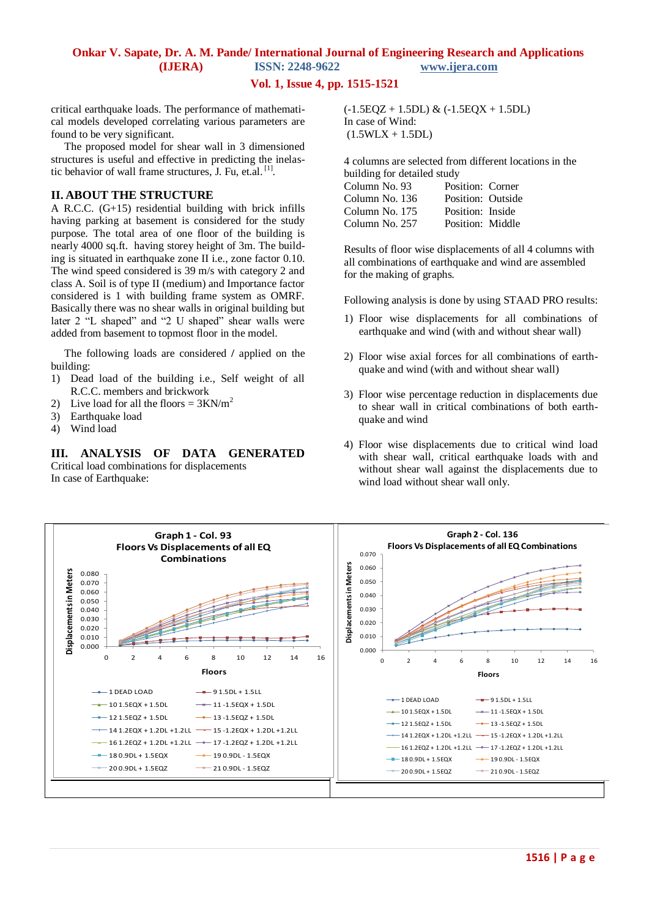critical earthquake loads. The performance of mathematical models developed correlating various parameters are found to be very significant.

The proposed model for shear wall in 3 dimensioned structures is useful and effective in predicting the inelastic behavior of wall frame structures, J. Fu, et.al.[1].

## II. ABOUT THE STRUCTURE

A R.C.C. (G+15) residential building with brick infills having parking at basement is considered for the study purpose. The total area of one floor of the building is nearly 4000 sq.ft. having storey height of 3m. The building is situated in earthquake zone II i.e., zone factor 0.10. The wind speed considered is 39 m/s with category 2 and class A. Soil is of type II (medium) and Importance factor considered is 1 with building frame system as OMRF. Basically there was no shear walls in original building but later 2 "L shaped" and "2 U shaped" shear walls were added from basement to topmost floor in the model.

The following loads are considered / applied on the building:

1) Dead load of the building i.e., Self weight of all R.C.C. members and brickwork
2) Live load for all the floors = 3KN/m$^2$
3) Earthquake load
4) Wind load

## III. ANALYSIS OF DATA GENERATED

Critical load combinations for displacements

In case of Earthquake:

(-1.5EQZ + 1.5DL) & (-1.5EQX + 1.5DL)

In case of Wind:

(1.5WLX + 1.5DL)

4 columns are selected from different locations in the building for detailed study

| | |
|---|---|
| Column No. 93 | Position: Corner |
| Column No. 136 | Position: Outside |
| Column No. 175 | Position: Inside |
| Column No. 257 | Position: Middle |

Results of floor wise displacements of all 4 columns with all combinations of earthquake and wind are assembled for the making of graphs.

Following analysis is done by using STAAD PRO results:

1) Floor wise displacements for all combinations of earthquake and wind (with and without shear wall)
2) Floor wise axial forces for all combinations of earthquake and wind (with and without shear wall)
3) Floor wise percentage reduction in displacements due to shear wall in critical combinations of both earthquake and wind
4) Floor wise displacements due to critical wind load with shear wall, critical earthquake loads with and without shear wall against the displacements due to wind load without shear wall only.

Graph 1 - Col. 93
Floors Vs Displacements of all EQ Combinations

Graph 2 - Col. 136
Floors Vs Displacements of all EQ Combinations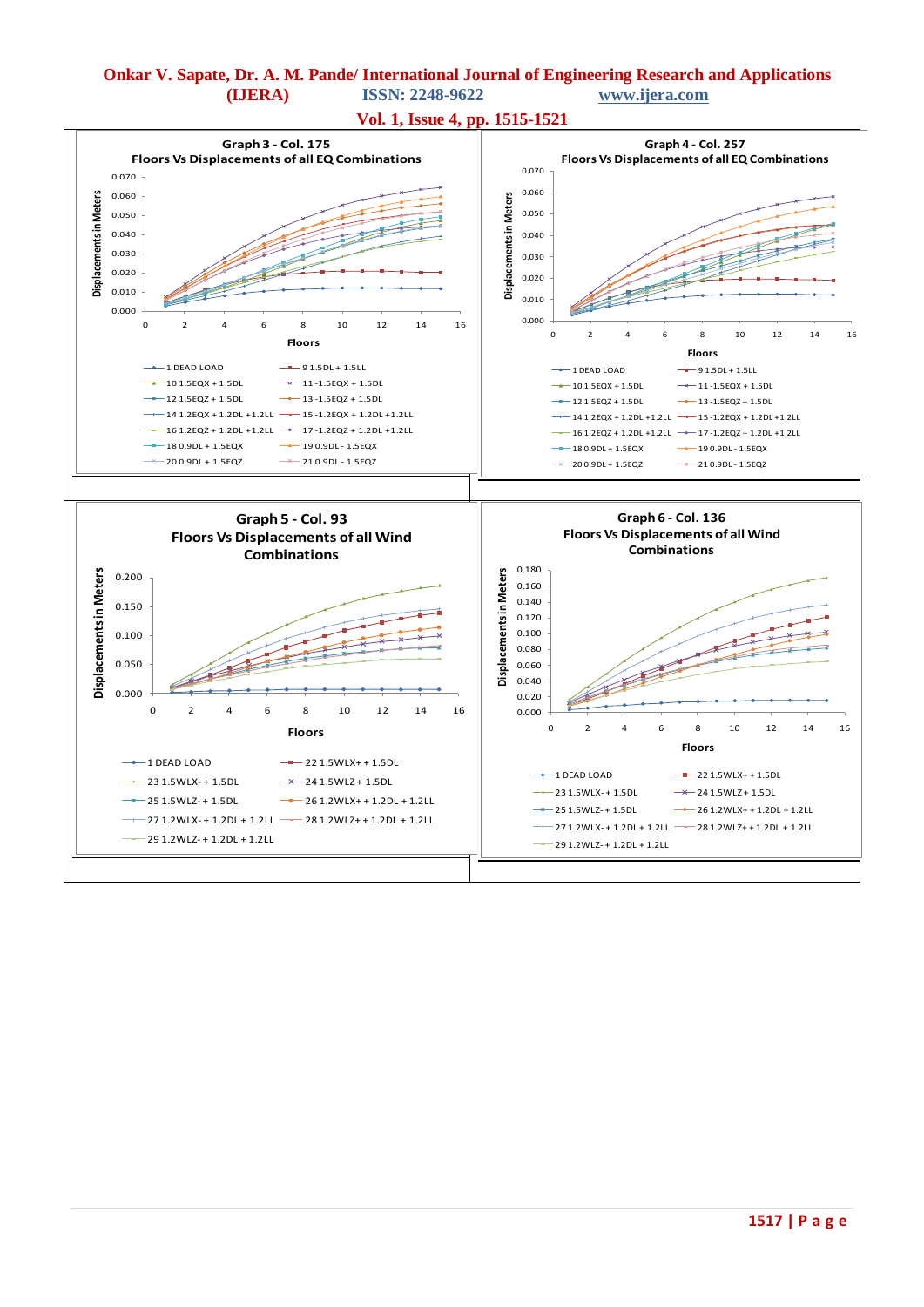**Graph 3 - Col. 175**
**Floors Vs Displacements of all EQ Combinations**

Displacements in Meters (0.000 – 0.070) vs Floors (0 – 16)

- 1 DEAD LOAD
- 9 1.5DL + 1.5LL
- 10 1.5EQX + 1.5DL
- 11 -1.5EQX + 1.5DL
- 12 1.5EQZ + 1.5DL
- 13 -1.5EQZ + 1.5DL
- 14 1.2EQX + 1.2DL +1.2LL
- 15 -1.2EQX + 1.2DL +1.2LL
- 16 1.2EQZ + 1.2DL +1.2LL
- 17 -1.2EQZ + 1.2DL +1.2LL
- 18 0.9DL + 1.5EQX
- 19 0.9DL - 1.5EQX
- 20 0.9DL + 1.5EQZ
- 21 0.9DL - 1.5EQZ

**Graph 4 - Col. 257**
**Floors Vs Displacements of all EQ Combinations**

Displacements in Meters (0.000 – 0.070) vs Floors (0 – 16)

- 1 DEAD LOAD
- 9 1.5DL + 1.5LL
- 10 1.5EQX + 1.5DL
- 11 -1.5EQX + 1.5DL
- 12 1.5EQZ + 1.5DL
- 13 -1.5EQZ + 1.5DL
- 14 1.2EQX + 1.2DL +1.2LL
- 15 -1.2EQX + 1.2DL +1.2LL
- 16 1.2EQZ + 1.2DL +1.2LL
- 17 -1.2EQZ + 1.2DL +1.2LL
- 18 0.9DL + 1.5EQX
- 19 0.9DL - 1.5EQX
- 20 0.9DL + 1.5EQZ
- 21 0.9DL - 1.5EQZ

**Graph 5 - Col. 93**
**Floors Vs Displacements of all Wind Combinations**

Displacements in Meters (0.000 – 0.200) vs Floors (0 – 16)

- 1 DEAD LOAD
- 22 1.5WLX+ + 1.5DL
- 23 1.5WLX- + 1.5DL
- 24 1.5WLZ + 1.5DL
- 25 1.5WLZ- + 1.5DL
- 26 1.2WLX+ + 1.2DL + 1.2LL
- 27 1.2WLX- + 1.2DL + 1.2LL
- 28 1.2WLZ+ + 1.2DL + 1.2LL
- 29 1.2WLZ- + 1.2DL + 1.2LL

**Graph 6 - Col. 136**
**Floors Vs Displacements of all Wind Combinations**

Displacements in Meters (0.000 – 0.180) vs Floors (0 – 16)

- 1 DEAD LOAD
- 22 1.5WLX+ + 1.5DL
- 23 1.5WLX- + 1.5DL
- 24 1.5WLZ + 1.5DL
- 25 1.5WLZ- + 1.5DL
- 26 1.2WLX+ + 1.2DL + 1.2LL
- 27 1.2WLX- + 1.2DL + 1.2LL
- 28 1.2WLZ+ + 1.2DL + 1.2LL
- 29 1.2WLZ- + 1.2DL + 1.2LL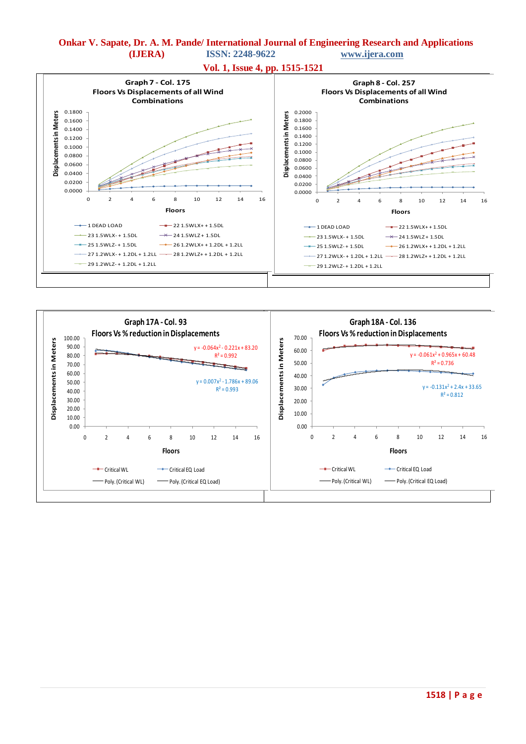**Graph 7 - Col. 175**
**Floors Vs Displacements of all Wind Combinations**

Displacements in Meters (0.0000 – 0.1800) vs Floors (0 – 16)

- 1 DEAD LOAD
- 22 1.5WLX+ + 1.5DL
- 23 1.5WLX- + 1.5DL
- 24 1.5WLZ+ 1.5DL
- 25 1.5WLZ- + 1.5DL
- 26 1.2WLX+ + 1.2DL + 1.2LL
- 27 1.2WLX- + 1.2DL + 1.2LL
- 28 1.2WLZ+ + 1.2DL + 1.2LL
- 29 1.2WLZ- + 1.2DL + 1.2LL

**Graph 8 - Col. 257**
**Floors Vs Displacements of all Wind Combinations**

Displacements in Meters (0.0000 – 0.2000) vs Floors (0 – 16)

- 1 DEAD LOAD
- 22 1.5WLX+ + 1.5DL
- 23 1.5WLX- + 1.5DL
- 24 1.5WLZ+ 1.5DL
- 25 1.5WLZ- + 1.5DL
- 26 1.2WLX+ + 1.2DL + 1.2LL
- 27 1.2WLX- + 1.2DL + 1.2LL
- 28 1.2WLZ+ + 1.2DL + 1.2LL
- 29 1.2WLZ- + 1.2DL + 1.2LL

**Graph 17A - Col. 93**
**Floors Vs % reduction in Displacements**

Displacements in Meters (0.00 – 100.00) vs Floors (0 – 16)

$y = -0.064x^2 - 0.221x + 83.20$, $R^2 = 0.992$

$y = 0.007x^2 - 1.786x + 89.06$, $R^2 = 0.993$

- Critical WL
- Critical EQ Load
- Poly. (Critical WL)
- Poly. (Critical EQ Load)

**Graph 18A - Col. 136**
**Floors Vs % reduction in Displacements**

Displacements in Meters (0.00 – 70.00) vs Floors (0 – 16)

$y = -0.061x^2 + 0.965x + 60.48$, $R^2 = 0.736$

$y = -0.131x^2 + 2.4x + 33.65$, $R^2 = 0.812$

- Critical WL
- Critical EQ Load
- Poly. (Critical WL)
- Poly. (Critical EQ Load)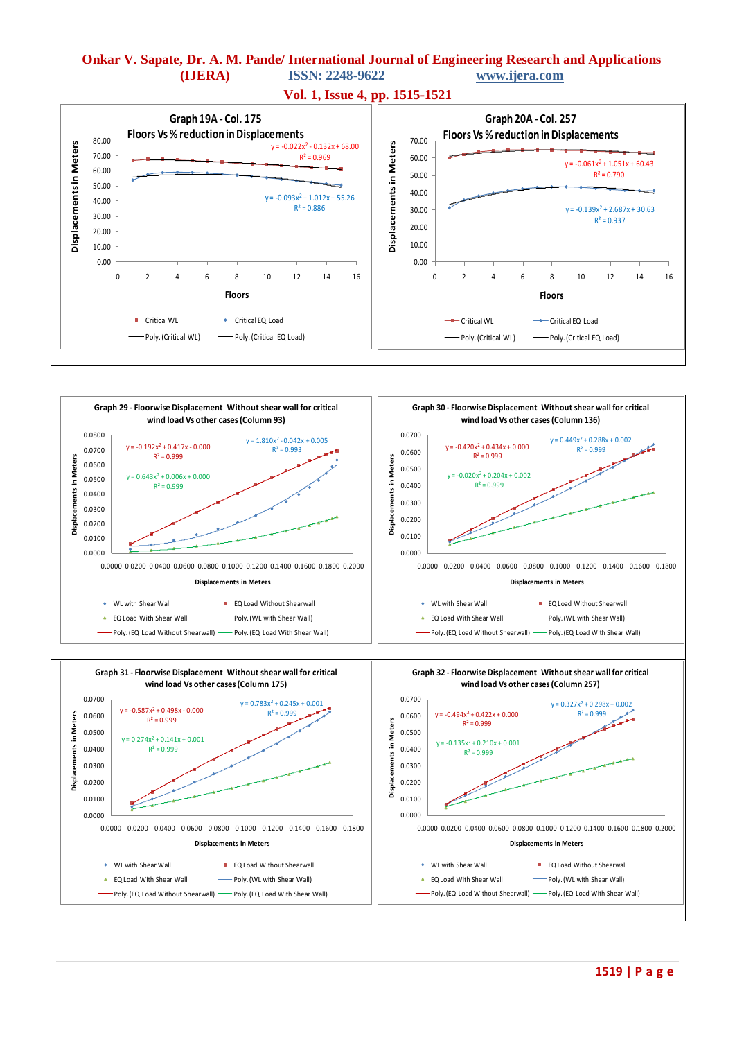**Graph 19A - Col. 175**

**Floors Vs % reduction in Displacements**

$y = -0.022x^2 - 0.132x + 68.00$
$R^2 = 0.969$

$y = -0.093x^2 + 1.012x + 55.26$
$R^2 = 0.886$

Displacements in Meters

Floors

Critical WL — Critical EQ Load — Poly. (Critical WL) — Poly. (Critical EQ Load)

**Graph 20A - Col. 257**

**Floors Vs % reduction in Displacements**

$y = -0.061x^2 + 1.051x + 60.43$
$R^2 = 0.790$

$y = -0.139x^2 + 2.687x + 30.63$
$R^2 = 0.937$

Displacements in Meters

Floors

Critical WL — Critical EQ Load — Poly. (Critical WL) — Poly. (Critical EQ Load)

**Graph 29 - Floorwise Displacement Without shear wall for critical wind load Vs other cases (Column 93)**

$y = -0.192x^2 + 0.417x - 0.000$
$R^2 = 0.999$

$y = 1.810x^2 - 0.042x + 0.005$
$R^2 = 0.993$

$y = 0.643x^2 + 0.006x + 0.000$
$R^2 = 0.999$

Displacements in Meters

Displacements in Meters

WL with Shear Wall — EQ Load Without Shearwall — EQ Load With Shear Wall — Poly. (WL with Shear Wall) — Poly. (EQ Load Without Shearwall) — Poly. (EQ Load With Shear Wall)

**Graph 30 - Floorwise Displacement Without shear wall for critical wind load Vs other cases (Column 136)**

$y = -0.420x^2 + 0.434x + 0.000$
$R^2 = 0.999$

$y = 0.449x^2 + 0.288x + 0.002$
$R^2 = 0.999$

$y = -0.020x^2 + 0.204x + 0.002$
$R^2 = 0.999$

Displacements in Meters

Displacements in Meters

WL with Shear Wall — EQ Load Without Shearwall — EQ Load With Shear Wall — Poly. (WL with Shear Wall) — Poly. (EQ Load Without Shearwall) — Poly. (EQ Load With Shear Wall)

**Graph 31 - Floorwise Displacement Without shear wall for critical wind load Vs other cases (Column 175)**

$y = -0.587x^2 + 0.498x - 0.000$
$R^2 = 0.999$

$y = 0.783x^2 + 0.245x + 0.001$
$R^2 = 0.999$

$y = 0.274x^2 + 0.141x + 0.001$
$R^2 = 0.999$

Displacements in Meters

Displacements in Meters

WL with Shear Wall — EQ Load Without Shearwall — EQ Load With Shear Wall — Poly. (WL with Shear Wall) — Poly. (EQ Load Without Shearwall) — Poly. (EQ Load With Shear Wall)

**Graph 32 - Floorwise Displacement Without shear wall for critical wind load Vs other cases (Column 257)**

$y = -0.494x^2 + 0.422x + 0.000$
$R^2 = 0.999$

$y = 0.327x^2 + 0.298x + 0.002$
$R^2 = 0.999$

$y = -0.135x^2 + 0.210x + 0.001$
$R^2 = 0.999$

Displacements in Meters

Displacements in Meters

WL with Shear Wall — EQ Load Without Shearwall — EQ Load With Shear Wall — Poly. (WL with Shear Wall) — Poly. (EQ Load Without Shearwall) — Poly. (EQ Load With Shear Wall)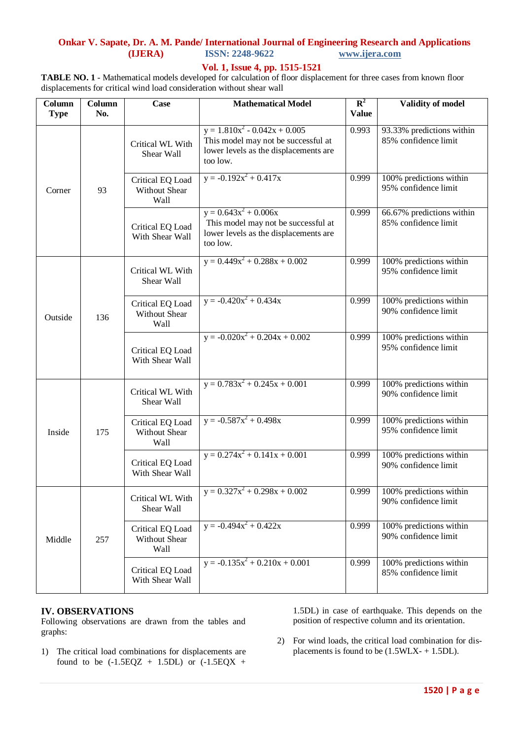**TABLE NO. 1** - Mathematical models developed for calculation of floor displacement for three cases from known floor displacements for critical wind load consideration without shear wall

| Column Type | Column No. | Case | Mathematical Model | $R^2$ Value | Validity of model |
|---|---|---|---|---|---|
| Corner | 93 | Critical WL With Shear Wall | $y = 1.810x^2 - 0.042x + 0.005$ This model may not be successful at lower levels as the displacements are too low. | 0.993 | 93.33% predictions within 85% confidence limit |
| | | Critical EQ Load Without Shear Wall | $y = -0.192x^2 + 0.417x$ | 0.999 | 100% predictions within 95% confidence limit |
| | | Critical EQ Load With Shear Wall | $y = 0.643x^2 + 0.006x$ This model may not be successful at lower levels as the displacements are too low. | 0.999 | 66.67% predictions within 85% confidence limit |
| Outside | 136 | Critical WL With Shear Wall | $y = 0.449x^2 + 0.288x + 0.002$ | 0.999 | 100% predictions within 95% confidence limit |
| | | Critical EQ Load Without Shear Wall | $y = -0.420x^2 + 0.434x$ | 0.999 | 100% predictions within 90% confidence limit |
| | | Critical EQ Load With Shear Wall | $y = -0.020x^2 + 0.204x + 0.002$ | 0.999 | 100% predictions within 95% confidence limit |
| Inside | 175 | Critical WL With Shear Wall | $y = 0.783x^2 + 0.245x + 0.001$ | 0.999 | 100% predictions within 90% confidence limit |
| | | Critical EQ Load Without Shear Wall | $y = -0.587x^2 + 0.498x$ | 0.999 | 100% predictions within 95% confidence limit |
| | | Critical EQ Load With Shear Wall | $y = 0.274x^2 + 0.141x + 0.001$ | 0.999 | 100% predictions within 90% confidence limit |
| Middle | 257 | Critical WL With Shear Wall | $y = 0.327x^2 + 0.298x + 0.002$ | 0.999 | 100% predictions within 90% confidence limit |
| | | Critical EQ Load Without Shear Wall | $y = -0.494x^2 + 0.422x$ | 0.999 | 100% predictions within 90% confidence limit |
| | | Critical EQ Load With Shear Wall | $y = -0.135x^2 + 0.210x + 0.001$ | 0.999 | 100% predictions within 85% confidence limit |

## IV. OBSERVATIONS

Following observations are drawn from the tables and graphs:

1) The critical load combinations for displacements are found to be (-1.5EQZ + 1.5DL) or (-1.5EQX + 1.5DL) in case of earthquake. This depends on the position of respective column and its orientation.

2) For wind loads, the critical load combination for displacements is found to be (1.5WLX- + 1.5DL).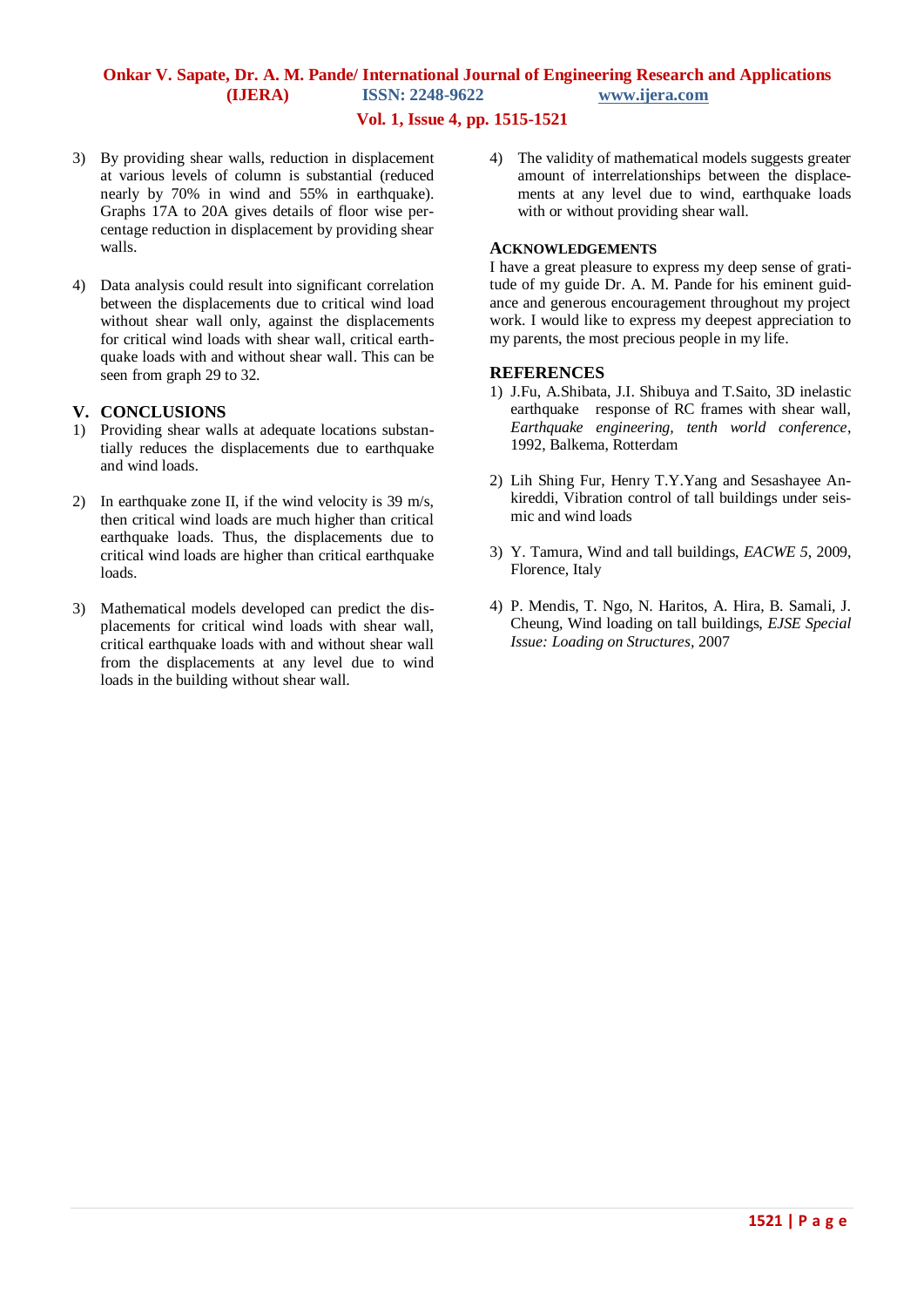3) By providing shear walls, reduction in displacement at various levels of column is substantial (reduced nearly by 70% in wind and 55% in earthquake). Graphs 17A to 20A gives details of floor wise percentage reduction in displacement by providing shear walls.

4) Data analysis could result into significant correlation between the displacements due to critical wind load without shear wall only, against the displacements for critical wind loads with shear wall, critical earthquake loads with and without shear wall. This can be seen from graph 29 to 32.

## V. CONCLUSIONS

1) Providing shear walls at adequate locations substantially reduces the displacements due to earthquake and wind loads.

2) In earthquake zone II, if the wind velocity is 39 m/s, then critical wind loads are much higher than critical earthquake loads. Thus, the displacements due to critical wind loads are higher than critical earthquake loads.

3) Mathematical models developed can predict the displacements for critical wind loads with shear wall, critical earthquake loads with and without shear wall from the displacements at any level due to wind loads in the building without shear wall.

4) The validity of mathematical models suggests greater amount of interrelationships between the displacements at any level due to wind, earthquake loads with or without providing shear wall.

### ACKNOWLEDGEMENTS

I have a great pleasure to express my deep sense of gratitude of my guide Dr. A. M. Pande for his eminent guidance and generous encouragement throughout my project work. I would like to express my deepest appreciation to my parents, the most precious people in my life.

## REFERENCES

1) J.Fu, A.Shibata, J.I. Shibuya and T.Saito, 3D inelastic earthquake response of RC frames with shear wall, *Earthquake engineering, tenth world conference*, 1992, Balkema, Rotterdam

2) Lih Shing Fur, Henry T.Y.Yang and Sesashayee Ankireddi, Vibration control of tall buildings under seismic and wind loads

3) Y. Tamura, Wind and tall buildings, *EACWE 5*, 2009, Florence, Italy

4) P. Mendis, T. Ngo, N. Haritos, A. Hira, B. Samali, J. Cheung, Wind loading on tall buildings, *EJSE Special Issue: Loading on Structures*, 2007